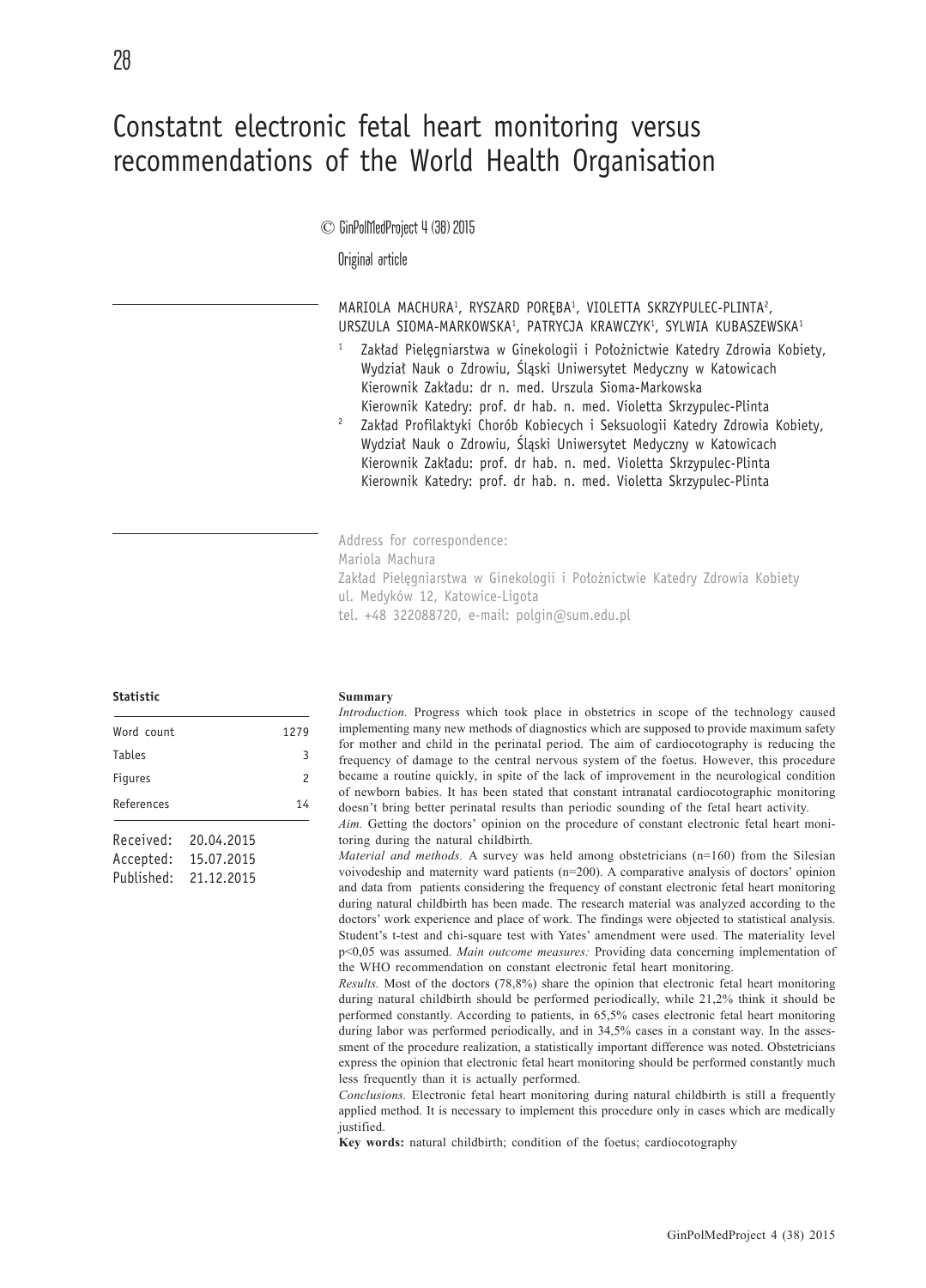# Constatnt electronic fetal heart monitoring versus recommendations of the World Health Organisation

© GinPolMedProject 4 (38) 2015

Original article

MARIOLA MACHURA[1], RYSZARD PORĘBA[1], VIOLETTA SKRZYPULEC-PLINTA[2], URSZULA SIOMA-MARKOWSKA[1], PATRYCJA KRAWCZYK[1], SYLWIA KUBASZEWSKA[1]

[1] Zakład Pielęgniarstwa w Ginekologii i Położnictwie Katedry Zdrowia Kobiety, Wydział Nauk o Zdrowiu, Śląski Uniwersytet Medyczny w Katowicach
Kierownik Zakładu: dr n. med. Urszula Sioma-Markowska
Kierownik Katedry: prof. dr hab. n. med. Violetta Skrzypulec-Plinta

[2] Zakład Profilaktyki Chorób Kobiecych i Seksuologii Katedry Zdrowia Kobiety, Wydział Nauk o Zdrowiu, Śląski Uniwersytet Medyczny w Katowicach
Kierownik Zakładu: prof. dr hab. n. med. Violetta Skrzypulec-Plinta
Kierownik Katedry: prof. dr hab. n. med. Violetta Skrzypulec-Plinta

Address for correspondence:
Mariola Machura
Zakład Pielęgniarstwa w Ginekologii i Położnictwie Katedry Zdrowia Kobiety
ul. Medyków 12, Katowice-Ligota
tel. +48 322088720, e-mail: polgin@sum.edu.pl

**Statistic**

| | |
|---|---|
| Word count | 1279 |
| Tables | 3 |
| Figures | 2 |
| References | 14 |

Received: 20.04.2015
Accepted: 15.07.2015
Published: 21.12.2015

**Summary**

*Introduction.* Progress which took place in obstetrics in scope of the technology caused implementing many new methods of diagnostics which are supposed to provide maximum safety for mother and child in the perinatal period. The aim of cardiocotography is reducing the frequency of damage to the central nervous system of the foetus. However, this procedure became a routine quickly, in spite of the lack of improvement in the neurological condition of newborn babies. It has been stated that constant intranatal cardiocotographic monitoring doesn't bring better perinatal results than periodic sounding of the fetal heart activity.

*Aim.* Getting the doctors' opinion on the procedure of constant electronic fetal heart monitoring during the natural childbirth.

*Material and methods.* A survey was held among obstetricians (n=160) from the Silesian voivodeship and maternity ward patients (n=200). A comparative analysis of doctors' opinion and data from patients considering the frequency of constant electronic fetal heart monitoring during natural childbirth has been made. The research material was analyzed according to the doctors' work experience and place of work. The findings were objected to statistical analysis. Student's t-test and chi-square test with Yates' amendment were used. The materiality level $p<0,05$ was assumed. *Main outcome measures:* Providing data concerning implementation of the WHO recommendation on constant electronic fetal heart monitoring.

*Results.* Most of the doctors (78,8%) share the opinion that electronic fetal heart monitoring during natural childbirth should be performed periodically, while 21,2% think it should be performed constantly. According to patients, in 65,5% cases electronic fetal heart monitoring during labor was performed periodically, and in 34,5% cases in a constant way. In the assessment of the procedure realization, a statistically important difference was noted. Obstetricians express the opinion that electronic fetal heart monitoring should be performed constantly much less frequently than it is actually performed.

*Conclusions.* Electronic fetal heart monitoring during natural childbirth is still a frequently applied method. It is necessary to implement this procedure only in cases which are medically justified.

**Key words:** natural childbirth; condition of the foetus; cardiocotography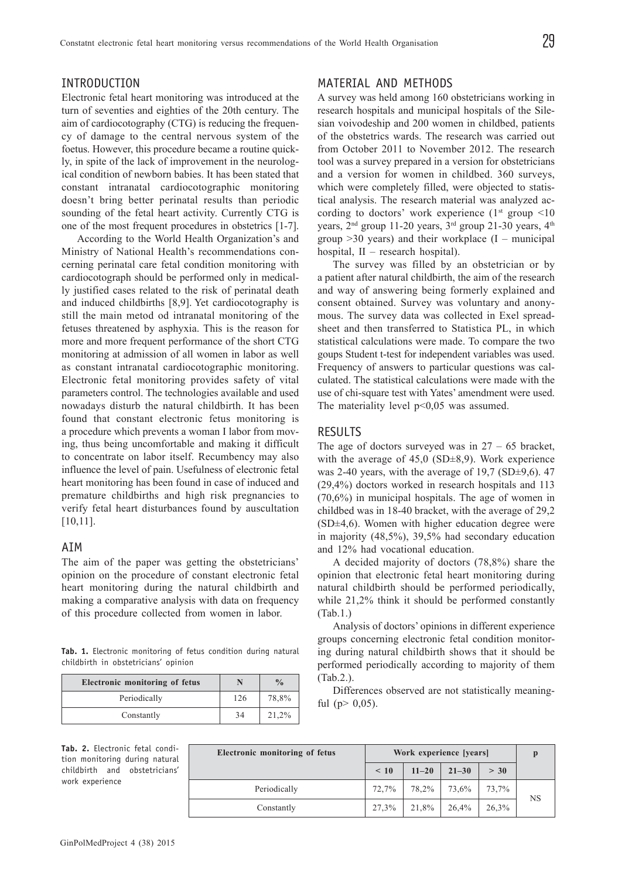## INTRODUCTION

Electronic fetal heart monitoring was introduced at the turn of seventies and eighties of the 20th century. The aim of cardiocotography (CTG) is reducing the frequency of damage to the central nervous system of the foetus. However, this procedure became a routine quickly, in spite of the lack of improvement in the neurological condition of newborn babies. It has been stated that constant intranatal cardiocotographic monitoring doesn't bring better perinatal results than periodic sounding of the fetal heart activity. Currently CTG is one of the most frequent procedures in obstetrics [1-7].

According to the World Health Organization's and Ministry of National Health's recommendations concerning perinatal care fetal condition monitoring with cardiocotograph should be performed only in medically justified cases related to the risk of perinatal death and induced childbirths [8,9]. Yet cardiocotography is still the main metod od intranatal monitoring of the fetuses threatened by asphyxia. This is the reason for more and more frequent performance of the short CTG monitoring at admission of all women in labor as well as constant intranatal cardiocotographic monitoring. Electronic fetal monitoring provides safety of vital parameters control. The technologies available and used nowadays disturb the natural childbirth. It has been found that constant electronic fetus monitoring is a procedure which prevents a woman I labor from moving, thus being uncomfortable and making it difficult to concentrate on labor itself. Recumbency may also influence the level of pain. Usefulness of electronic fetal heart monitoring has been found in case of induced and premature childbirths and high risk pregnancies to verify fetal heart disturbances found by auscultation [10,11].

## AIM

The aim of the paper was getting the obstetricians' opinion on the procedure of constant electronic fetal heart monitoring during the natural childbirth and making a comparative analysis with data on frequency of this procedure collected from women in labor.

**Tab. 1.** Electronic monitoring of fetus condition during natural childbirth in obstetricians' opinion

| Electronic monitoring of fetus | N | % |
|---|---|---|
| Periodically | 126 | 78,8% |
| Constantly | 34 | 21,2% |

## MATERIAL AND METHODS

A survey was held among 160 obstetricians working in research hospitals and municipal hospitals of the Silesian voivodeship and 200 women in childbed, patients of the obstetrics wards. The research was carried out from October 2011 to November 2012. The research tool was a survey prepared in a version for obstetricians and a version for women in childbed. 360 surveys, which were completely filled, were objected to statistical analysis. The research material was analyzed according to doctors' work experience (1st group <10 years, 2nd group 11-20 years, 3rd group 21-30 years, 4th group >30 years) and their workplace (I – municipal hospital, II – research hospital).

The survey was filled by an obstetrician or by a patient after natural childbirth, the aim of the research and way of answering being formerly explained and consent obtained. Survey was voluntary and anonymous. The survey data was collected in Exel spreadsheet and then transferred to Statistica PL, in which statistical calculations were made. To compare the two goups Student t-test for independent variables was used. Frequency of answers to particular questions was calculated. The statistical calculations were made with the use of chi-square test with Yates' amendment were used. The materiality level $p<0,05$ was assumed.

## RESULTS

The age of doctors surveyed was in 27 – 65 bracket, with the average of 45,0 (SD±8,9). Work experience was 2-40 years, with the average of 19,7 (SD±9,6). 47 (29,4%) doctors worked in research hospitals and 113 (70,6%) in municipal hospitals. The age of women in childbed was in 18-40 bracket, with the average of 29,2 (SD±4,6). Women with higher education degree were in majority (48,5%), 39,5% had secondary education and 12% had vocational education.

A decided majority of doctors (78,8%) share the opinion that electronic fetal heart monitoring during natural childbirth should be performed periodically, while 21,2% think it should be performed constantly (Tab.1.)

Analysis of doctors' opinions in different experience groups concerning electronic fetal condition monitoring during natural childbirth shows that it should be performed periodically according to majority of them (Tab.2.).

Differences observed are not statistically meaningful ($p> 0,05$).

**Tab. 2.** Electronic fetal condition monitoring during natural childbirth and obstetricians' work experience

| Electronic monitoring of fetus | Work experience [years] | | | | p |
|---|---|---|---|---|---|
| | < 10 | 11–20 | 21–30 | > 30 | |
| Periodically | 72,7% | 78,2% | 73,6% | 73,7% | NS |
| Constantly | 27,3% | 21,8% | 26,4% | 26,3% | |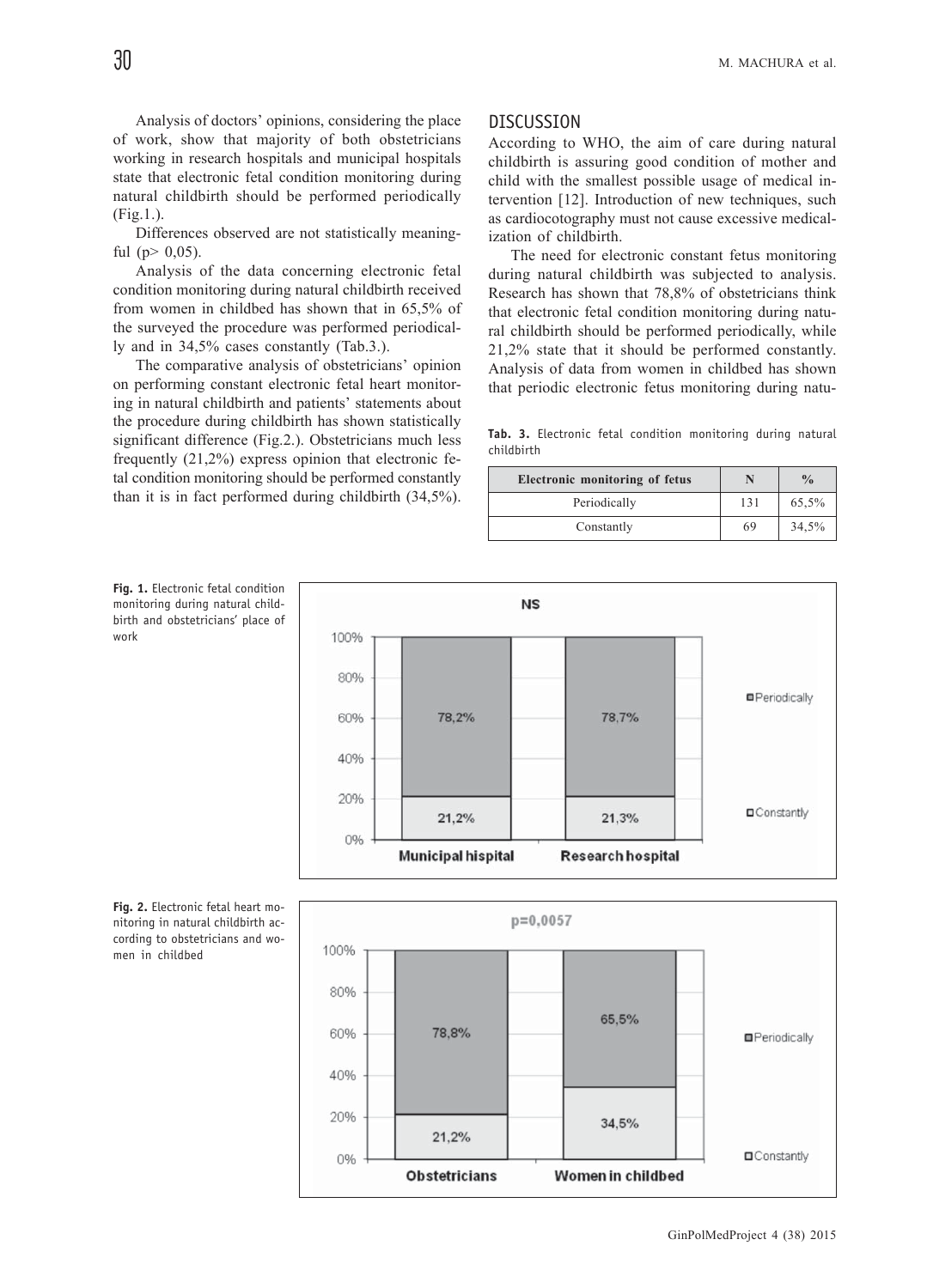Analysis of doctors' opinions, considering the place of work, show that majority of both obstetricians working in research hospitals and municipal hospitals state that electronic fetal condition monitoring during natural childbirth should be performed periodically (Fig.1.).

Differences observed are not statistically meaningful ($p > 0,05$).

Analysis of the data concerning electronic fetal condition monitoring during natural childbirth received from women in childbed has shown that in 65,5% of the surveyed the procedure was performed periodically and in 34,5% cases constantly (Tab.3.).

The comparative analysis of obstetricians' opinion on performing constant electronic fetal heart monitoring in natural childbirth and patients' statements about the procedure during childbirth has shown statistically significant difference (Fig.2.). Obstetricians much less frequently (21,2%) express opinion that electronic fetal condition monitoring should be performed constantly than it is in fact performed during childbirth (34,5%).

## DISCUSSION

According to WHO, the aim of care during natural childbirth is assuring good condition of mother and child with the smallest possible usage of medical intervention [12]. Introduction of new techniques, such as cardiocotography must not cause excessive medicalization of childbirth.

The need for electronic constant fetus monitoring during natural childbirth was subjected to analysis. Research has shown that 78,8% of obstetricians think that electronic fetal condition monitoring during natural childbirth should be performed periodically, while 21,2% state that it should be performed constantly. Analysis of data from women in childbed has shown that periodic electronic fetus monitoring during natu-

**Tab. 3.** Electronic fetal condition monitoring during natural childbirth

| Electronic monitoring of fetus | N | % |
|---|---|---|
| Periodically | 131 | 65,5% |
| Constantly | 69 | 34,5% |

**Fig. 1.** Electronic fetal condition monitoring during natural childbirth and obstetricians' place of work

**Fig. 2.** Electronic fetal heart monitoring in natural childbirth according to obstetricians and women in childbed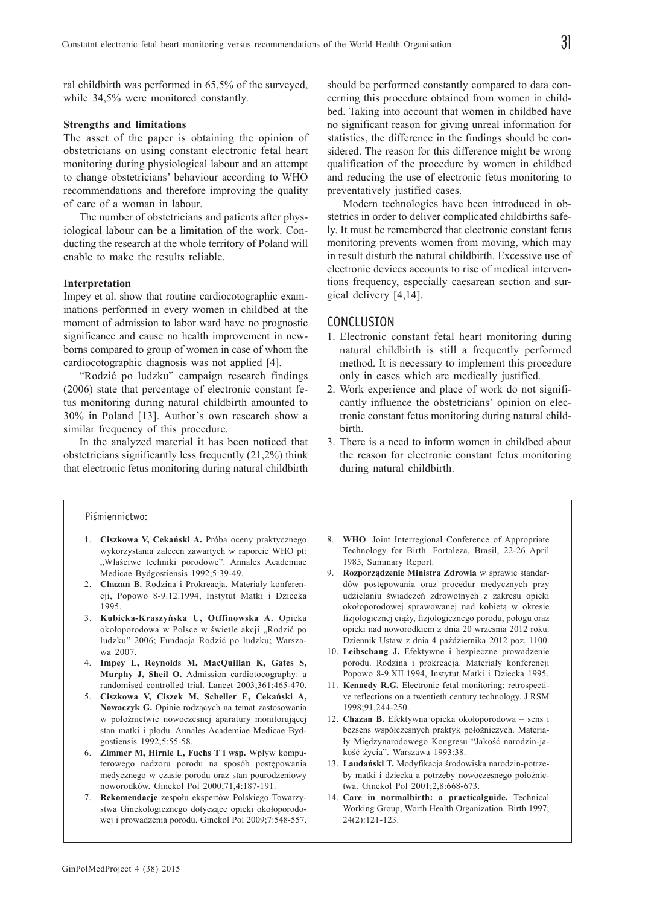ral childbirth was performed in 65,5% of the surveyed, while 34,5% were monitored constantly.

**Strengths and limitations**

The asset of the paper is obtaining the opinion of obstetricians on using constant electronic fetal heart monitoring during physiological labour and an attempt to change obstetricians' behaviour according to WHO recommendations and therefore improving the quality of care of a woman in labour.

The number of obstetricians and patients after physiological labour can be a limitation of the work. Conducting the research at the whole territory of Poland will enable to make the results reliable.

**Interpretation**

Impey et al. show that routine cardiocotographic examinations performed in every women in childbed at the moment of admission to labor ward have no prognostic significance and cause no health improvement in newborns compared to group of women in case of whom the cardiocotographic diagnosis was not applied [4].

"Rodzić po ludzku" campaign research findings (2006) state that percentage of electronic constant fetus monitoring during natural childbirth amounted to 30% in Poland [13]. Author's own research show a similar frequency of this procedure.

In the analyzed material it has been noticed that obstetricians significantly less frequently (21,2%) think that electronic fetus monitoring during natural childbirth should be performed constantly compared to data concerning this procedure obtained from women in childbed. Taking into account that women in childbed have no significant reason for giving unreal information for statistics, the difference in the findings should be considered. The reason for this difference might be wrong qualification of the procedure by women in childbed and reducing the use of electronic fetus monitoring to preventatively justified cases.

Modern technologies have been introduced in obstetrics in order to deliver complicated childbirths safely. It must be remembered that electronic constant fetus monitoring prevents women from moving, which may in result disturb the natural childbirth. Excessive use of electronic devices accounts to rise of medical interventions frequency, especially caesarean section and surgical delivery [4,14].

## CONCLUSION

1. Electronic constant fetal heart monitoring during natural childbirth is still a frequently performed method. It is necessary to implement this procedure only in cases which are medically justified.
2. Work experience and place of work do not significantly influence the obstetricians' opinion on electronic constant fetus monitoring during natural childbirth.
3. There is a need to inform women in childbed about the reason for electronic constant fetus monitoring during natural childbirth.

### Piśmiennictwo:

1. **Ciszkowa V, Cekański A.** Próba oceny praktycznego wykorzystania zaleceń zawartych w raporcie WHO pt: „Właściwe techniki porodowe". Annales Academiae Medicae Bydgostiensis 1992;5:39-49.
2. **Chazan B.** Rodzina i Prokreacja. Materiały konferencji, Popowo 8-9.12.1994, Instytut Matki i Dziecka 1995.
3. **Kubicka-Kraszyńska U, Otffinowska A.** Opieka okołoporodowa w Polsce w świetle akcji „Rodzić po ludzku" 2006; Fundacja Rodzić po ludzku; Warszawa 2007.
4. **Impey L, Reynolds M, MacQuillan K, Gates S, Murphy J, Sheil O.** Admission cardiotocography: a randomised controlled trial. Lancet 2003;361:465-470.
5. **Ciszkowa V, Ciszek M, Scheller E, Cekański A, Nowaczyk G.** Opinie rodzących na temat zastosowania w położnictwie nowoczesnej aparatury monitorującej stan matki i płodu. Annales Academiae Medicae Bydgostiensis 1992;5:55-58.
6. **Zimmer M, Hirnle L, Fuchs T i wsp.** Wpływ komputerowego nadzoru porodu na sposób postępowania medycznego w czasie porodu oraz stan pourodzeniowy noworodków. Ginekol Pol 2000;71,4:187-191.
7. **Rekomendacje** zespołu ekspertów Polskiego Towarzystwa Ginekologicznego dotyczące opieki okołoporodowej i prowadzenia porodu. Ginekol Pol 2009;7:548-557.
8. **WHO**. Joint Interregional Conference of Appropriate Technology for Birth. Fortaleza, Brasil, 22-26 April 1985, Summary Report.
9. **Rozporządzenie Ministra Zdrowia** w sprawie standardów postępowania oraz procedur medycznych przy udzielaniu świadczeń zdrowotnych z zakresu opieki okołoporodowej sprawowanej nad kobietą w okresie fizjologicznej ciąży, fizjologicznego porodu, połogu oraz opieki nad noworodkiem z dnia 20 września 2012 roku. Dziennik Ustaw z dnia 4 października 2012 poz. 1100.
10. **Leibschang J.** Efektywne i bezpieczne prowadzenie porodu. Rodzina i prokreacja. Materiały konferencji Popowo 8-9.XII.1994, Instytut Matki i Dziecka 1995.
11. **Kennedy R.G.** Electronic fetal monitoring: retrospective reflections on a twentieth century technology. J RSM 1998;91,244-250.
12. **Chazan B.** Efektywna opieka okołoporodowa – sens i bezsens współczesnych praktyk położniczych. Materiały Międzynarodowego Kongresu "Jakość narodzin-jakość życia". Warszawa 1993:38.
13. **Laudański T.** Modyfikacja środowiska narodzin-potrzeby matki i dziecka a potrzeby nowoczesnego położnictwa. Ginekol Pol 2001;2,8:668-673.
14. **Care in normalbirth: a practicalguide.** Technical Working Group, Worth Health Organization. Birth 1997; 24(2):121-123.